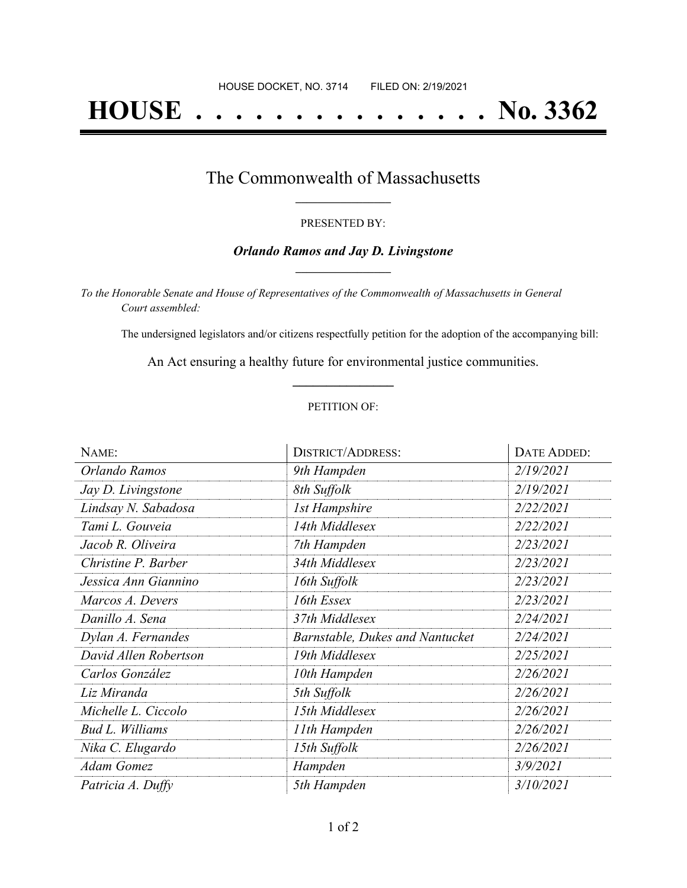HOUSE DOCKET, NO. 3714 FILED ON: 2/19/2021

# HOUSE . . . . . . . . . . . . . . . No. 3362

## The Commonwealth of Massachusetts

PRESENTED BY:

***Orlando Ramos and Jay D. Livingstone***

*To the Honorable Senate and House of Representatives of the Commonwealth of Massachusetts in General Court assembled:*

The undersigned legislators and/or citizens respectfully petition for the adoption of the accompanying bill:

An Act ensuring a healthy future for environmental justice communities.

PETITION OF:

| NAME: | DISTRICT/ADDRESS: | DATE ADDED: |
|---|---|---|
| *Orlando Ramos* | *9th Hampden* | *2/19/2021* |
| *Jay D. Livingstone* | *8th Suffolk* | *2/19/2021* |
| *Lindsay N. Sabadosa* | *1st Hampshire* | *2/22/2021* |
| *Tami L. Gouveia* | *14th Middlesex* | *2/22/2021* |
| *Jacob R. Oliveira* | *7th Hampden* | *2/23/2021* |
| *Christine P. Barber* | *34th Middlesex* | *2/23/2021* |
| *Jessica Ann Giannino* | *16th Suffolk* | *2/23/2021* |
| *Marcos A. Devers* | *16th Essex* | *2/23/2021* |
| *Danillo A. Sena* | *37th Middlesex* | *2/24/2021* |
| *Dylan A. Fernandes* | *Barnstable, Dukes and Nantucket* | *2/24/2021* |
| *David Allen Robertson* | *19th Middlesex* | *2/25/2021* |
| *Carlos González* | *10th Hampden* | *2/26/2021* |
| *Liz Miranda* | *5th Suffolk* | *2/26/2021* |
| *Michelle L. Ciccolo* | *15th Middlesex* | *2/26/2021* |
| *Bud L. Williams* | *11th Hampden* | *2/26/2021* |
| *Nika C. Elugardo* | *15th Suffolk* | *2/26/2021* |
| *Adam Gomez* | *Hampden* | *3/9/2021* |
| *Patricia A. Duffy* | *5th Hampden* | *3/10/2021* |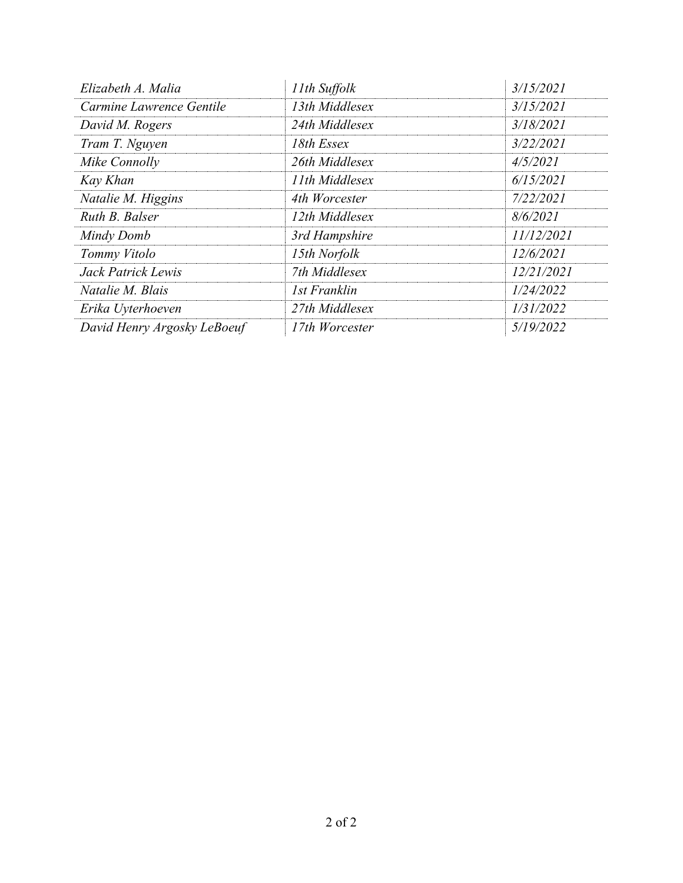| | | |
|---|---|---|
| *Elizabeth A. Malia* | *11th Suffolk* | *3/15/2021* |
| *Carmine Lawrence Gentile* | *13th Middlesex* | *3/15/2021* |
| *David M. Rogers* | *24th Middlesex* | *3/18/2021* |
| *Tram T. Nguyen* | *18th Essex* | *3/22/2021* |
| *Mike Connolly* | *26th Middlesex* | *4/5/2021* |
| *Kay Khan* | *11th Middlesex* | *6/15/2021* |
| *Natalie M. Higgins* | *4th Worcester* | *7/22/2021* |
| *Ruth B. Balser* | *12th Middlesex* | *8/6/2021* |
| *Mindy Domb* | *3rd Hampshire* | *11/12/2021* |
| *Tommy Vitolo* | *15th Norfolk* | *12/6/2021* |
| *Jack Patrick Lewis* | *7th Middlesex* | *12/21/2021* |
| *Natalie M. Blais* | *1st Franklin* | *1/24/2022* |
| *Erika Uyterhoeven* | *27th Middlesex* | *1/31/2022* |
| *David Henry Argosky LeBoeuf* | *17th Worcester* | *5/19/2022* |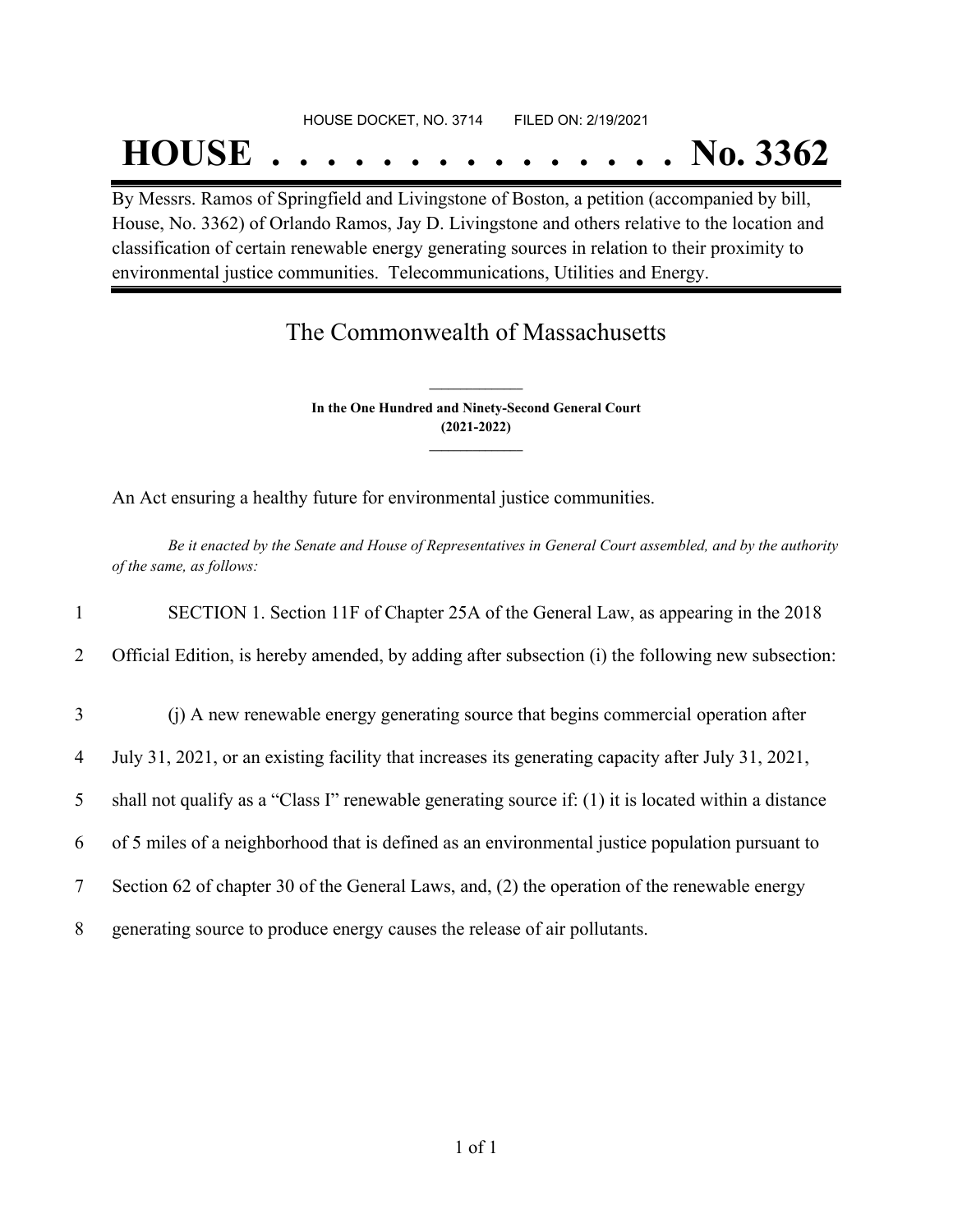HOUSE DOCKET, NO. 3714 FILED ON: 2/19/2021

# HOUSE . . . . . . . . . . . . . . . No. 3362

By Messrs. Ramos of Springfield and Livingstone of Boston, a petition (accompanied by bill, House, No. 3362) of Orlando Ramos, Jay D. Livingstone and others relative to the location and classification of certain renewable energy generating sources in relation to their proximity to environmental justice communities. Telecommunications, Utilities and Energy.

## The Commonwealth of Massachusetts

**In the One Hundred and Ninety-Second General Court**
**(2021-2022)**

An Act ensuring a healthy future for environmental justice communities.

*Be it enacted by the Senate and House of Representatives in General Court assembled, and by the authority of the same, as follows:*

1 SECTION 1. Section 11F of Chapter 25A of the General Law, as appearing in the 2018
2 Official Edition, is hereby amended, by adding after subsection (i) the following new subsection:

3 (j) A new renewable energy generating source that begins commercial operation after
4 July 31, 2021, or an existing facility that increases its generating capacity after July 31, 2021,
5 shall not qualify as a "Class I" renewable generating source if: (1) it is located within a distance
6 of 5 miles of a neighborhood that is defined as an environmental justice population pursuant to
7 Section 62 of chapter 30 of the General Laws, and, (2) the operation of the renewable energy
8 generating source to produce energy causes the release of air pollutants.